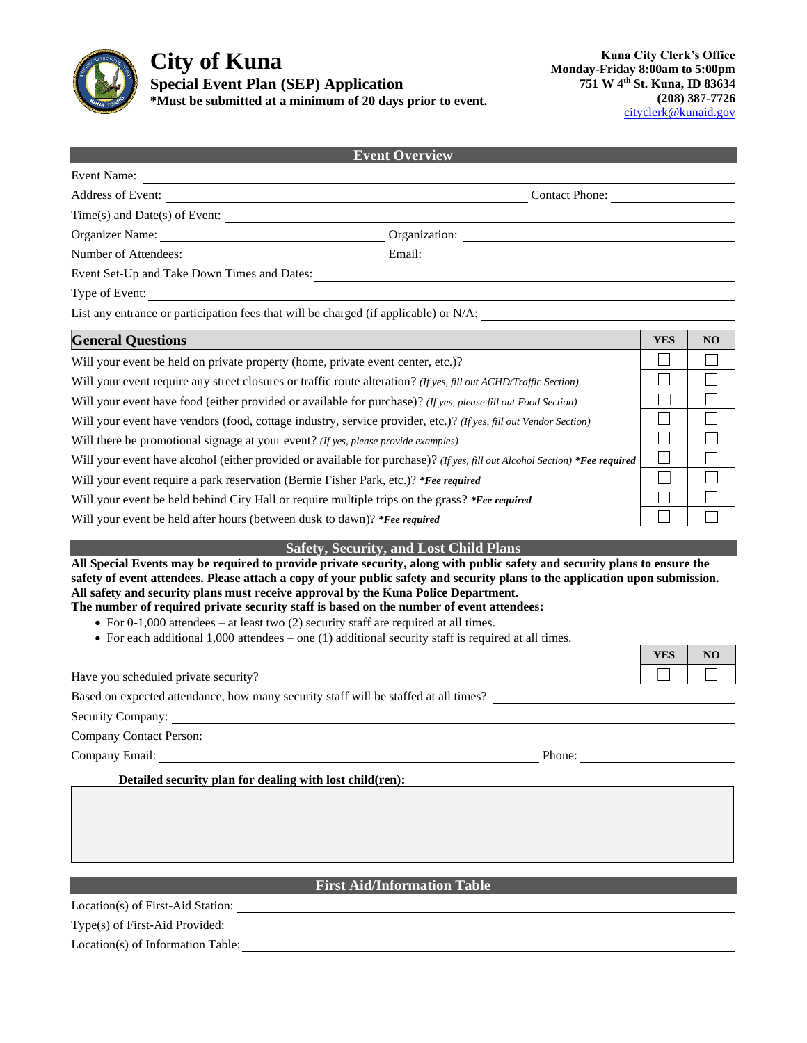# City of Kuna

**Special Event Plan (SEP) Application**

**\*Must be submitted at a minimum of 20 days prior to event.**

**Kuna City Clerk's Office**
**Monday-Friday 8:00am to 5:00pm**
**751 W 4th St. Kuna, ID 83634**
**(208) 387-7726**
cityclerk@kunaid.gov

## Event Overview

Event Name: ____________________

Address of Event: ____________________ Contact Phone: ____________________

Time(s) and Date(s) of Event: ____________________

Organizer Name: ____________________ Organization: ____________________

Number of Attendees: ____________________ Email: ____________________

Event Set-Up and Take Down Times and Dates: ____________________

Type of Event: ____________________

List any entrance or participation fees that will be charged (if applicable) or N/A: ____________________

| General Questions | YES | NO |
|---|---|---|
| Will your event be held on private property (home, private event center, etc.)? | ☐ | ☐ |
| Will your event require any street closures or traffic route alteration? *(If yes, fill out ACHD/Traffic Section)* | ☐ | ☐ |
| Will your event have food (either provided or available for purchase)? *(If yes, please fill out Food Section)* | ☐ | ☐ |
| Will your event have vendors (food, cottage industry, service provider, etc.)? *(If yes, fill out Vendor Section)* | ☐ | ☐ |
| Will there be promotional signage at your event? *(If yes, please provide examples)* | ☐ | ☐ |
| Will your event have alcohol (either provided or available for purchase)? *(If yes, fill out Alcohol Section)* ***\*Fee required*** | ☐ | ☐ |
| Will your event require a park reservation (Bernie Fisher Park, etc.)? ***\*Fee required*** | ☐ | ☐ |
| Will your event be held behind City Hall or require multiple trips on the grass? ***\*Fee required*** | ☐ | ☐ |
| Will your event be held after hours (between dusk to dawn)? ***\*Fee required*** | ☐ | ☐ |

## Safety, Security, and Lost Child Plans

**All Special Events may be required to provide private security, along with public safety and security plans to ensure the safety of event attendees. Please attach a copy of your public safety and security plans to the application upon submission. All safety and security plans must receive approval by the Kuna Police Department.**

**The number of required private security staff is based on the number of event attendees:**

- For 0-1,000 attendees – at least two (2) security staff are required at all times.
- For each additional 1,000 attendees – one (1) additional security staff is required at all times.

| | YES | NO |
|---|---|---|
| Have you scheduled private security? | ☐ | ☐ |

Based on expected attendance, how many security staff will be staffed at all times? ____________________

Security Company: ____________________

Company Contact Person: ____________________

Company Email: ____________________ Phone: ____________________

**Detailed security plan for dealing with lost child(ren):**

## First Aid/Information Table

Location(s) of First-Aid Station: ____________________

Type(s) of First-Aid Provided: ____________________

Location(s) of Information Table: ____________________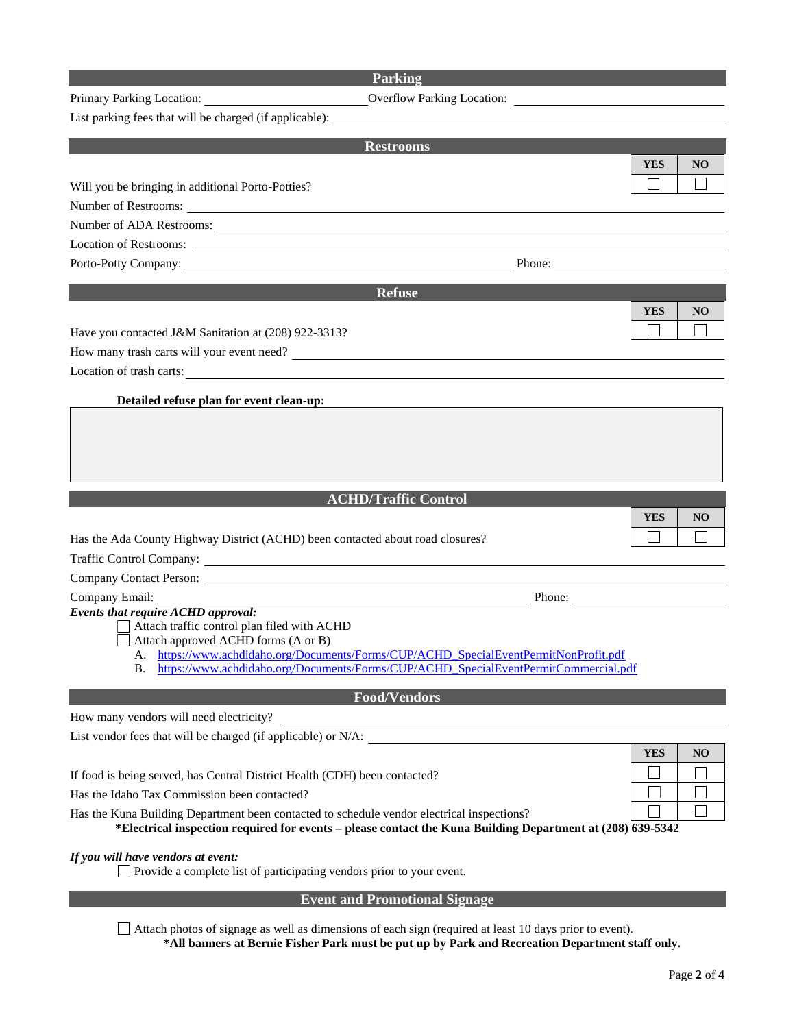## Parking

Primary Parking Location: ______________________ Overflow Parking Location: ______________________

List parking fees that will be charged (if applicable): ______________________

## Restrooms

| | YES | NO |
|---|---|---|
| Will you be bringing in additional Porto-Potties? | ☐ | ☐ |

Number of Restrooms: ______________________

Number of ADA Restrooms: ______________________

Location of Restrooms: ______________________

Porto-Potty Company: ______________________ Phone: ______________________

## Refuse

| | YES | NO |
|---|---|---|
| Have you contacted J&M Sanitation at (208) 922-3313? | ☐ | ☐ |

How many trash carts will your event need? ______________________

Location of trash carts: ______________________

**Detailed refuse plan for event clean-up:**

______________________

## ACHD/Traffic Control

| | YES | NO |
|---|---|---|
| Has the Ada County Highway District (ACHD) been contacted about road closures? | ☐ | ☐ |

Traffic Control Company: ______________________

Company Contact Person: ______________________

Company Email: ______________________ Phone: ______________________

***Events that require ACHD approval:***

- ☐ Attach traffic control plan filed with ACHD
- ☐ Attach approved ACHD forms (A or B)
  - A. https://www.achdidaho.org/Documents/Forms/CUP/ACHD_SpecialEventPermitNonProfit.pdf
  - B. https://www.achdidaho.org/Documents/Forms/CUP/ACHD_SpecialEventPermitCommercial.pdf

## Food/Vendors

How many vendors will need electricity? ______________________

List vendor fees that will be charged (if applicable) or N/A: ______________________

| | YES | NO |
|---|---|---|
| If food is being served, has Central District Health (CDH) been contacted? | ☐ | ☐ |
| Has the Idaho Tax Commission been contacted? | ☐ | ☐ |
| Has the Kuna Building Department been contacted to schedule vendor electrical inspections? | ☐ | ☐ |

**\*Electrical inspection required for events – please contact the Kuna Building Department at (208) 639-5342**

***If you will have vendors at event:***

- ☐ Provide a complete list of participating vendors prior to your event.

## Event and Promotional Signage

- ☐ Attach photos of signage as well as dimensions of each sign (required at least 10 days prior to event).

**\*All banners at Bernie Fisher Park must be put up by Park and Recreation Department staff only.**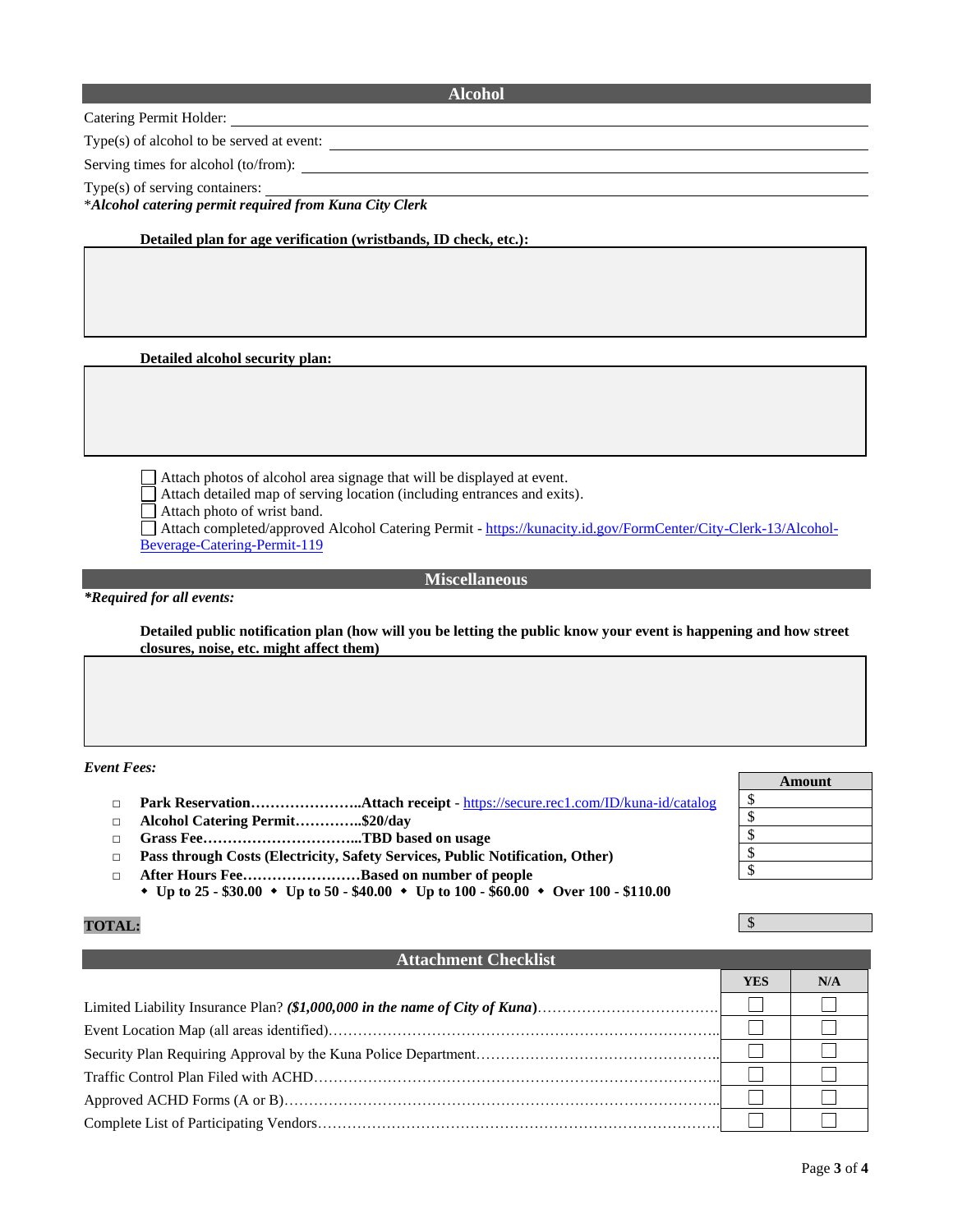## Alcohol

Catering Permit Holder: \_\_\_\_\_\_\_\_\_\_\_\_\_\_\_\_\_\_\_\_

Type(s) of alcohol to be served at event: \_\_\_\_\_\_\_\_\_\_\_\_\_\_\_\_\_\_\_\_

Serving times for alcohol (to/from): \_\_\_\_\_\_\_\_\_\_\_\_\_\_\_\_\_\_\_\_

Type(s) of serving containers: \_\_\_\_\_\_\_\_\_\_\_\_\_\_\_\_\_\_\_\_

\****Alcohol catering permit required from Kuna City Clerk***

**Detailed plan for age verification (wristbands, ID check, etc.):**

**Detailed alcohol security plan:**

- ☐ Attach photos of alcohol area signage that will be displayed at event.
- ☐ Attach detailed map of serving location (including entrances and exits).
- ☐ Attach photo of wrist band.
- ☐ Attach completed/approved Alcohol Catering Permit - https://kunacity.id.gov/FormCenter/City-Clerk-13/Alcohol-Beverage-Catering-Permit-119

## Miscellaneous

***Required for all events:***

**Detailed public notification plan (how will you be letting the public know your event is happening and how street closures, noise, etc. might affect them)**

*Event Fees:*

| Fee | Amount |
|---|---|
| ☐ **Park Reservation…………………..Attach receipt** - https://secure.rec1.com/ID/kuna-id/catalog | $ |
| ☐ **Alcohol Catering Permit…………..$20/day** | $ |
| ☐ **Grass Fee…………………………...TBD based on usage** | $ |
| ☐ **Pass through Costs (Electricity, Safety Services, Public Notification, Other)** | $ |
| ☐ **After Hours Fee……………………Based on number of people** ◆ **Up to 25 - $30.00** ◆ **Up to 50 - $40.00** ◆ **Up to 100 - $60.00** ◆ **Over 100 - $110.00** | $ |
| **TOTAL:** | $ |

## Attachment Checklist

| | YES | N/A |
|---|---|---|
| Limited Liability Insurance Plan? ***($1,000,000 in the name of City of Kuna)*** | ☐ | ☐ |
| Event Location Map (all areas identified) | ☐ | ☐ |
| Security Plan Requiring Approval by the Kuna Police Department | ☐ | ☐ |
| Traffic Control Plan Filed with ACHD | ☐ | ☐ |
| Approved ACHD Forms (A or B) | ☐ | ☐ |
| Complete List of Participating Vendors | ☐ | ☐ |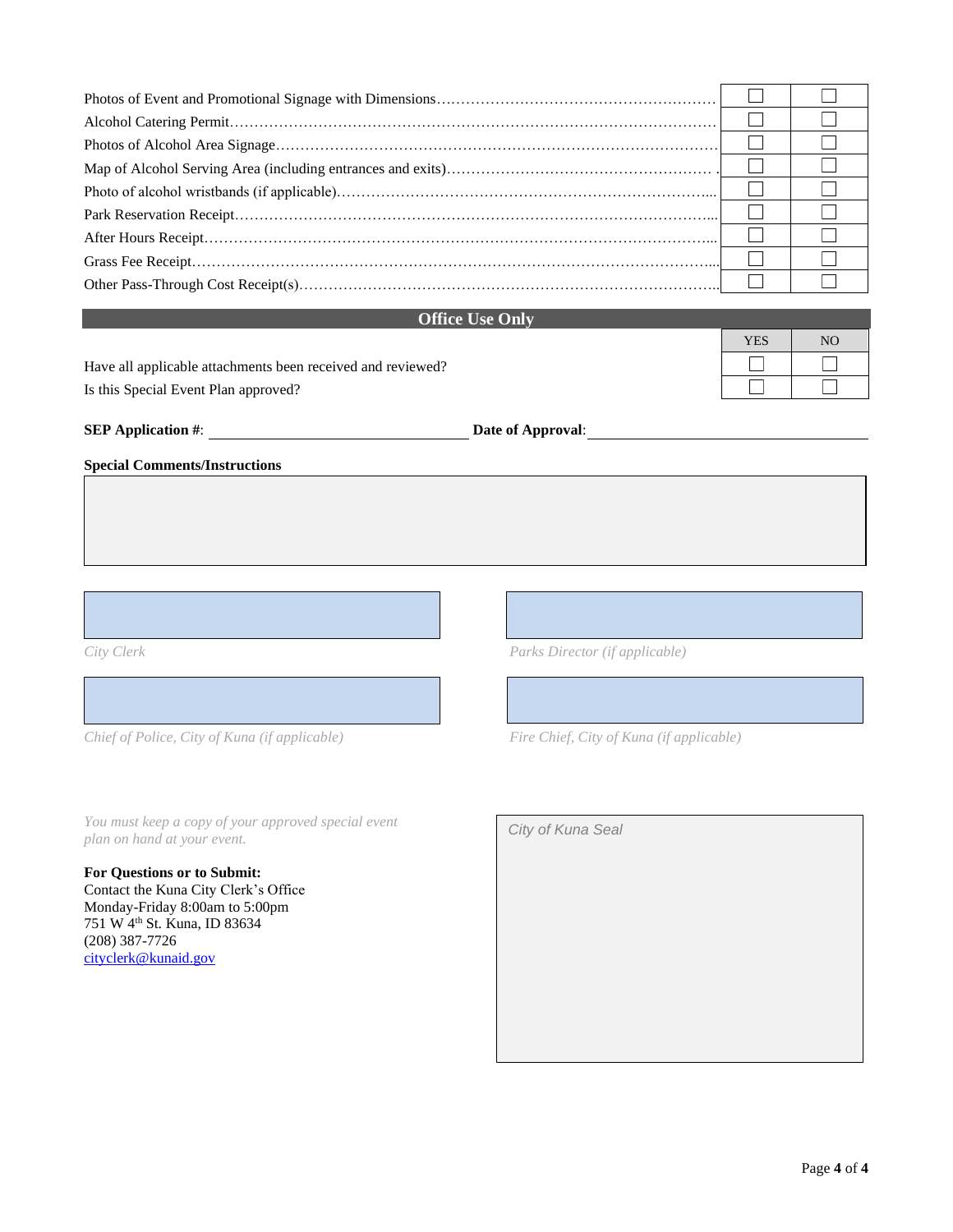| | | |
|---|---|---|
| Photos of Event and Promotional Signage with Dimensions | ☐ | ☐ |
| Alcohol Catering Permit | ☐ | ☐ |
| Photos of Alcohol Area Signage | ☐ | ☐ |
| Map of Alcohol Serving Area (including entrances and exits) | ☐ | ☐ |
| Photo of alcohol wristbands (if applicable) | ☐ | ☐ |
| Park Reservation Receipt | ☐ | ☐ |
| After Hours Receipt | ☐ | ☐ |
| Grass Fee Receipt | ☐ | ☐ |
| Other Pass-Through Cost Receipt(s) | ☐ | ☐ |

## Office Use Only

| | YES | NO |
|---|---|---|
| Have all applicable attachments been received and reviewed? | ☐ | ☐ |
| Is this Special Event Plan approved? | ☐ | ☐ |

**SEP Application #**: ____________________ **Date of Approval**: ____________________

**Special Comments/Instructions**

*City Clerk*

*Parks Director (if applicable)*

*Chief of Police, City of Kuna (if applicable)*

*Fire Chief, City of Kuna (if applicable)*

*You must keep a copy of your approved special event plan on hand at your event.*

*City of Kuna Seal*

**For Questions or to Submit:**
Contact the Kuna City Clerk's Office
Monday-Friday 8:00am to 5:00pm
751 W 4th St. Kuna, ID 83634
(208) 387-7726
cityclerk@kunaid.gov